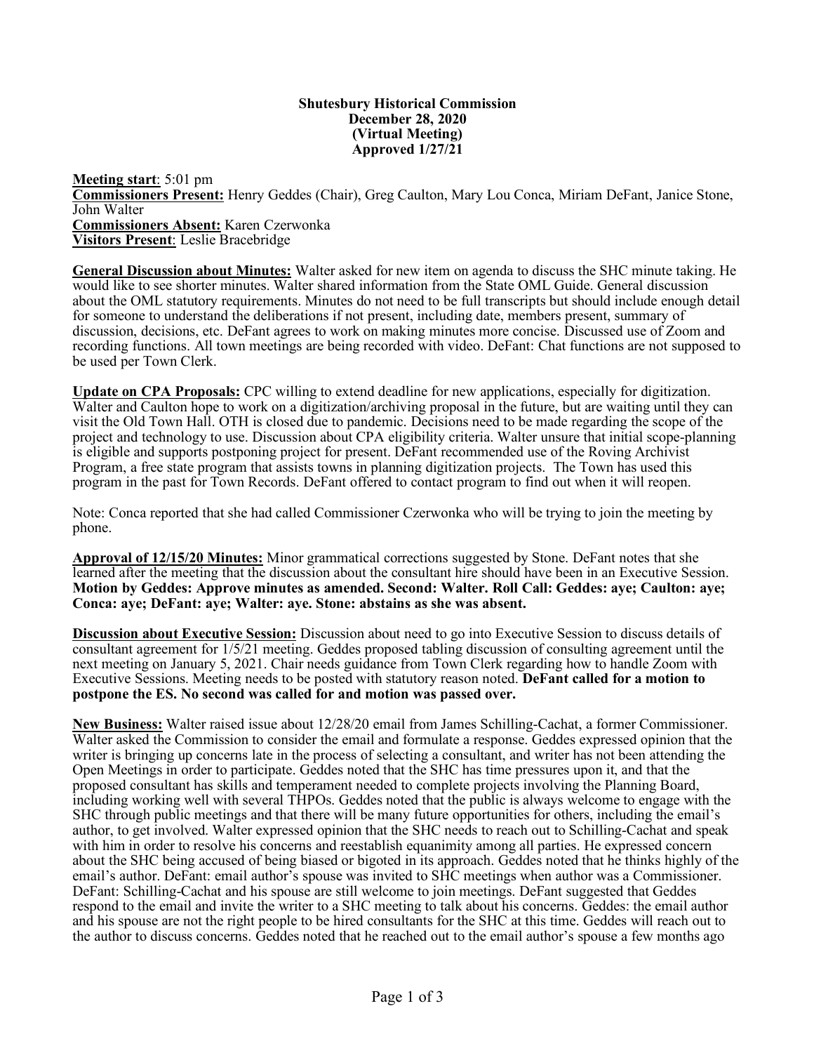**Shutesbury Historical Commission**
**December 28, 2020**
**(Virtual Meeting)**
**Approved 1/27/21**

**Meeting start**: 5:01 pm
**Commissioners Present:** Henry Geddes (Chair), Greg Caulton, Mary Lou Conca, Miriam DeFant, Janice Stone, John Walter
**Commissioners Absent:** Karen Czerwonka
**Visitors Present**: Leslie Bracebridge

**General Discussion about Minutes:** Walter asked for new item on agenda to discuss the SHC minute taking. He would like to see shorter minutes. Walter shared information from the State OML Guide. General discussion about the OML statutory requirements. Minutes do not need to be full transcripts but should include enough detail for someone to understand the deliberations if not present, including date, members present, summary of discussion, decisions, etc. DeFant agrees to work on making minutes more concise. Discussed use of Zoom and recording functions. All town meetings are being recorded with video. DeFant: Chat functions are not supposed to be used per Town Clerk.

**Update on CPA Proposals:** CPC willing to extend deadline for new applications, especially for digitization. Walter and Caulton hope to work on a digitization/archiving proposal in the future, but are waiting until they can visit the Old Town Hall. OTH is closed due to pandemic. Decisions need to be made regarding the scope of the project and technology to use. Discussion about CPA eligibility criteria. Walter unsure that initial scope-planning is eligible and supports postponing project for present. DeFant recommended use of the Roving Archivist Program, a free state program that assists towns in planning digitization projects. The Town has used this program in the past for Town Records. DeFant offered to contact program to find out when it will reopen.

Note: Conca reported that she had called Commissioner Czerwonka who will be trying to join the meeting by phone.

**Approval of 12/15/20 Minutes:** Minor grammatical corrections suggested by Stone. DeFant notes that she learned after the meeting that the discussion about the consultant hire should have been in an Executive Session. **Motion by Geddes: Approve minutes as amended. Second: Walter. Roll Call: Geddes: aye; Caulton: aye; Conca: aye; DeFant: aye; Walter: aye. Stone: abstains as she was absent.**

**Discussion about Executive Session:** Discussion about need to go into Executive Session to discuss details of consultant agreement for 1/5/21 meeting. Geddes proposed tabling discussion of consulting agreement until the next meeting on January 5, 2021. Chair needs guidance from Town Clerk regarding how to handle Zoom with Executive Sessions. Meeting needs to be posted with statutory reason noted. **DeFant called for a motion to postpone the ES. No second was called for and motion was passed over.**

**New Business:** Walter raised issue about 12/28/20 email from James Schilling-Cachat, a former Commissioner. Walter asked the Commission to consider the email and formulate a response. Geddes expressed opinion that the writer is bringing up concerns late in the process of selecting a consultant, and writer has not been attending the Open Meetings in order to participate. Geddes noted that the SHC has time pressures upon it, and that the proposed consultant has skills and temperament needed to complete projects involving the Planning Board, including working well with several THPOs. Geddes noted that the public is always welcome to engage with the SHC through public meetings and that there will be many future opportunities for others, including the email's author, to get involved. Walter expressed opinion that the SHC needs to reach out to Schilling-Cachat and speak with him in order to resolve his concerns and reestablish equanimity among all parties. He expressed concern about the SHC being accused of being biased or bigoted in its approach. Geddes noted that he thinks highly of the email's author. DeFant: email author's spouse was invited to SHC meetings when author was a Commissioner. DeFant: Schilling-Cachat and his spouse are still welcome to join meetings. DeFant suggested that Geddes respond to the email and invite the writer to a SHC meeting to talk about his concerns. Geddes: the email author and his spouse are not the right people to be hired consultants for the SHC at this time. Geddes will reach out to the author to discuss concerns. Geddes noted that he reached out to the email author's spouse a few months ago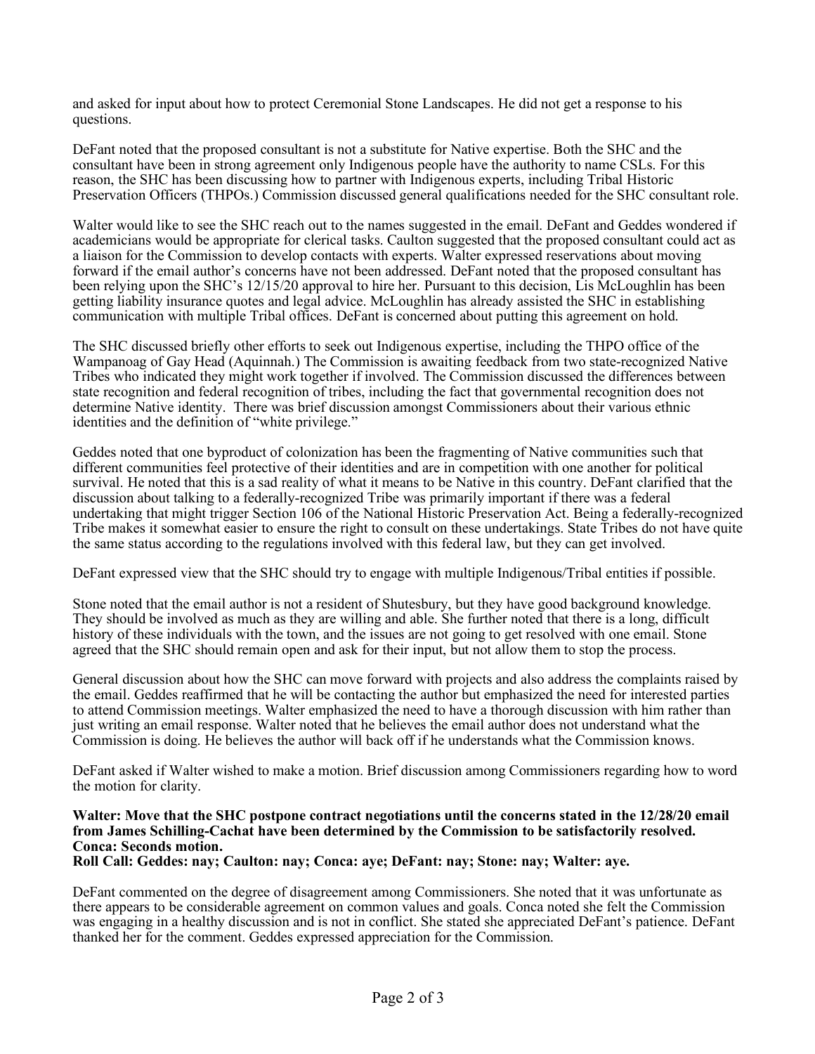and asked for input about how to protect Ceremonial Stone Landscapes. He did not get a response to his questions.

DeFant noted that the proposed consultant is not a substitute for Native expertise. Both the SHC and the consultant have been in strong agreement only Indigenous people have the authority to name CSLs. For this reason, the SHC has been discussing how to partner with Indigenous experts, including Tribal Historic Preservation Officers (THPOs.) Commission discussed general qualifications needed for the SHC consultant role.

Walter would like to see the SHC reach out to the names suggested in the email. DeFant and Geddes wondered if academicians would be appropriate for clerical tasks. Caulton suggested that the proposed consultant could act as a liaison for the Commission to develop contacts with experts. Walter expressed reservations about moving forward if the email author's concerns have not been addressed. DeFant noted that the proposed consultant has been relying upon the SHC's 12/15/20 approval to hire her. Pursuant to this decision, Lis McLoughlin has been getting liability insurance quotes and legal advice. McLoughlin has already assisted the SHC in establishing communication with multiple Tribal offices. DeFant is concerned about putting this agreement on hold.

The SHC discussed briefly other efforts to seek out Indigenous expertise, including the THPO office of the Wampanoag of Gay Head (Aquinnah.) The Commission is awaiting feedback from two state-recognized Native Tribes who indicated they might work together if involved. The Commission discussed the differences between state recognition and federal recognition of tribes, including the fact that governmental recognition does not determine Native identity. There was brief discussion amongst Commissioners about their various ethnic identities and the definition of "white privilege."

Geddes noted that one byproduct of colonization has been the fragmenting of Native communities such that different communities feel protective of their identities and are in competition with one another for political survival. He noted that this is a sad reality of what it means to be Native in this country. DeFant clarified that the discussion about talking to a federally-recognized Tribe was primarily important if there was a federal undertaking that might trigger Section 106 of the National Historic Preservation Act. Being a federally-recognized Tribe makes it somewhat easier to ensure the right to consult on these undertakings. State Tribes do not have quite the same status according to the regulations involved with this federal law, but they can get involved.

DeFant expressed view that the SHC should try to engage with multiple Indigenous/Tribal entities if possible.

Stone noted that the email author is not a resident of Shutesbury, but they have good background knowledge. They should be involved as much as they are willing and able. She further noted that there is a long, difficult history of these individuals with the town, and the issues are not going to get resolved with one email. Stone agreed that the SHC should remain open and ask for their input, but not allow them to stop the process.

General discussion about how the SHC can move forward with projects and also address the complaints raised by the email. Geddes reaffirmed that he will be contacting the author but emphasized the need for interested parties to attend Commission meetings. Walter emphasized the need to have a thorough discussion with him rather than just writing an email response. Walter noted that he believes the email author does not understand what the Commission is doing. He believes the author will back off if he understands what the Commission knows.

DeFant asked if Walter wished to make a motion. Brief discussion among Commissioners regarding how to word the motion for clarity.

**Walter: Move that the SHC postpone contract negotiations until the concerns stated in the 12/28/20 email from James Schilling-Cachat have been determined by the Commission to be satisfactorily resolved.**
**Conca: Seconds motion.**
**Roll Call: Geddes: nay; Caulton: nay; Conca: aye; DeFant: nay; Stone: nay; Walter: aye.**

DeFant commented on the degree of disagreement among Commissioners. She noted that it was unfortunate as there appears to be considerable agreement on common values and goals. Conca noted she felt the Commission was engaging in a healthy discussion and is not in conflict. She stated she appreciated DeFant's patience. DeFant thanked her for the comment. Geddes expressed appreciation for the Commission.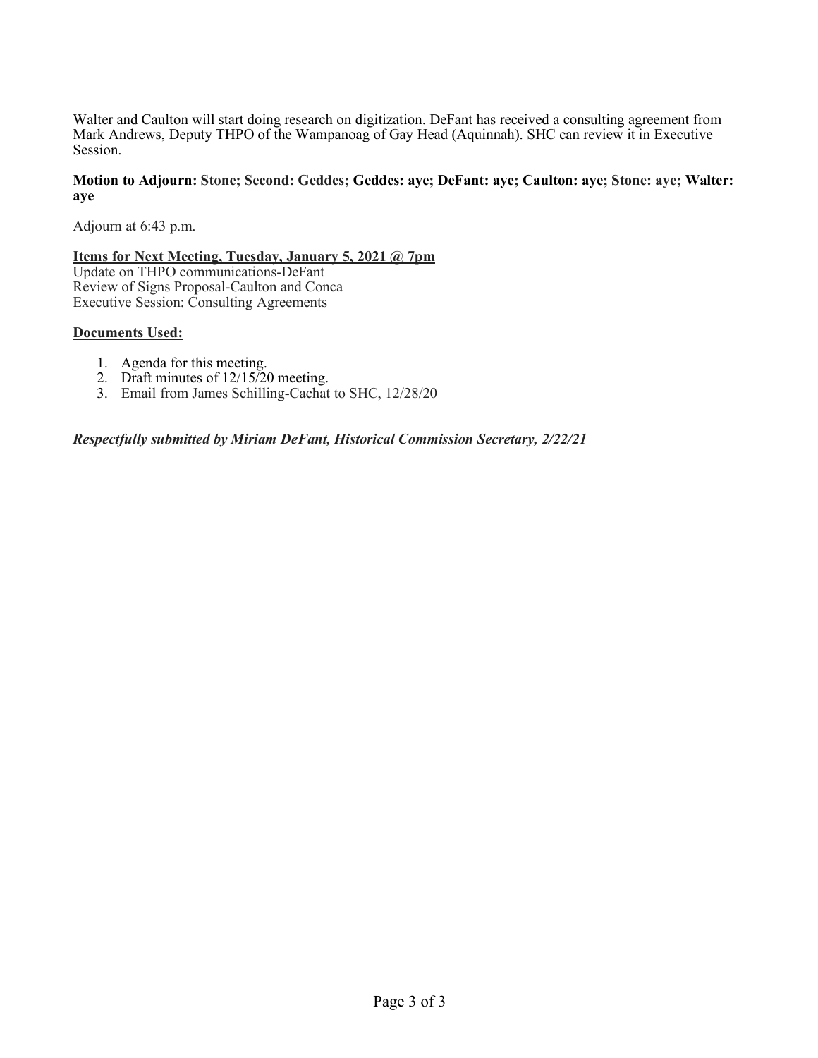Walter and Caulton will start doing research on digitization. DeFant has received a consulting agreement from Mark Andrews, Deputy THPO of the Wampanoag of Gay Head (Aquinnah). SHC can review it in Executive Session.

**Motion to Adjourn: Stone; Second: Geddes; Geddes: aye; DeFant: aye; Caulton: aye; Stone: aye; Walter: aye**

Adjourn at 6:43 p.m.

**Items for Next Meeting, Tuesday, January 5, 2021 @ 7pm**
Update on THPO communications-DeFant
Review of Signs Proposal-Caulton and Conca
Executive Session: Consulting Agreements

**Documents Used:**

1. Agenda for this meeting.
2. Draft minutes of 12/15/20 meeting.
3. Email from James Schilling-Cachat to SHC, 12/28/20

***Respectfully submitted by Miriam DeFant, Historical Commission Secretary, 2/22/21***